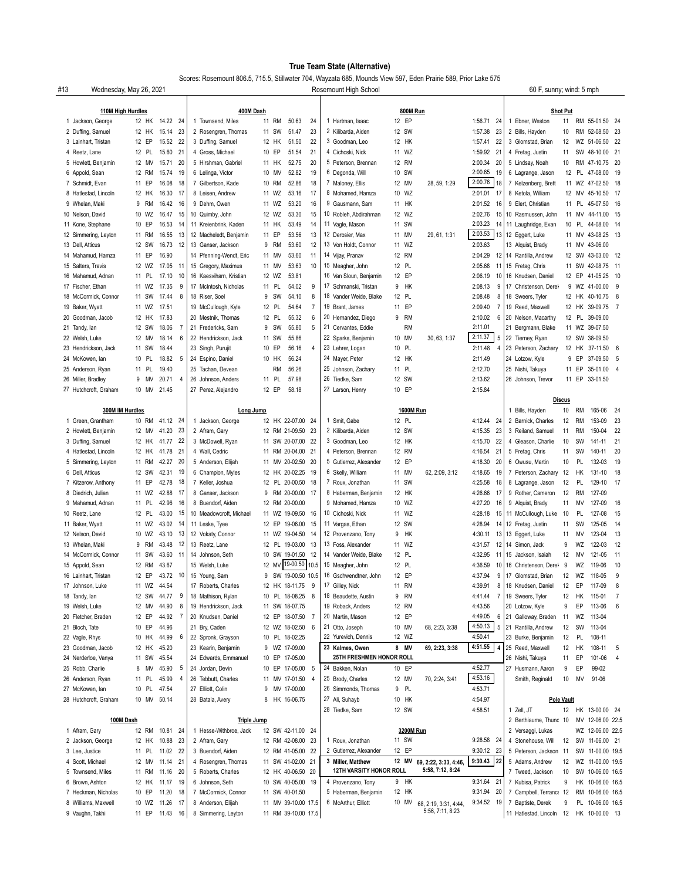# True Team State (Alternative)

Scores: Rosemount 806.5, 715.5, Stillwater 704, Wayzata 685, Mounds View 597, Eden Prairie 589, Prior Lake 575

#13 Wednesday, May 26, 2021 — Rosemount High School — 60 F, sunny; wind: 5 mph

## 110M High Hurdles

| Pl | Name | Yr | Team | Time | Pts |
|---|---|---|---|---|---|
| 1 | Jackson, George | 12 | HK | 14.22 | 24 |
| 2 | Duffing, Samuel | 12 | HK | 15.14 | 23 |
| 3 | Lainhart, Tristan | 12 | EP | 15.52 | 22 |
| 4 | Reetz, Lane | 12 | PL | 15.60 | 21 |
| 5 | Howlett, Benjamin | 12 | MV | 15.71 | 20 |
| 6 | Appold, Sean | 12 | RM | 15.74 | 19 |
| 7 | Schmidt, Evan | 11 | EP | 16.08 | 18 |
| 8 | Hatlestad, Lincoln | 12 | HK | 16.30 | 17 |
| 9 | Whelan, Maki | 9 | RM | 16.42 | 16 |
| 10 | Nelson, David | 10 | WZ | 16.47 | 15 |
| 11 | Kone, Stephane | 10 | EP | 16.53 | 14 |
| 12 | Simmering, Leyton | 11 | RM | 16.55 | 13 |
| 13 | Dell, Atticus | 12 | SW | 16.73 | 12 |
| 14 | Mahamud, Hamza | 11 | EP | 16.90 | |
| 15 | Salters, Travis | 12 | WZ | 17.05 | 11 |
| 16 | Mahamud, Adnan | 11 | PL | 17.10 | 10 |
| 17 | Fischer, Ethan | 11 | WZ | 17.35 | 9 |
| 18 | McCormick, Connor | 11 | SW | 17.44 | 8 |
| 19 | Baker, Wyatt | 11 | WZ | 17.51 | |
| 20 | Goodman, Jacob | 12 | HK | 17.83 | |
| 21 | Tandy, Ian | 12 | SW | 18.06 | 7 |
| 22 | Welsh, Luke | 12 | MV | 18.14 | 6 |
| 23 | Hendrickson, Jack | 11 | SW | 18.44 | |
| 24 | McKowen, Ian | 10 | PL | 18.82 | 5 |
| 25 | Anderson, Ryan | 11 | PL | 19.40 | |
| 26 | Miller, Bradley | 9 | MV | 20.71 | 4 |
| 27 | Hutchcroft, Graham | 10 | MV | 21.45 | |

## 300M IM Hurdles

| Pl | Name | Yr | Team | Time | Pts |
|---|---|---|---|---|---|
| 1 | Green, Grantham | 10 | RM | 41.12 | 24 |
| 2 | Howlett, Benjamin | 12 | MV | 41.20 | 23 |
| 3 | Duffing, Samuel | 12 | HK | 41.77 | 22 |
| 4 | Hatlestad, Lincoln | 12 | HK | 41.78 | 21 |
| 5 | Simmering, Leyton | 11 | RM | 42.27 | 20 |
| 6 | Dell, Atticus | 12 | SW | 42.31 | 19 |
| 7 | Kitzerow, Anthony | 11 | EP | 42.78 | 18 |
| 8 | Diedrich, Julian | 11 | WZ | 42.88 | 17 |
| 9 | Mahamud, Adnan | 11 | PL | 42.96 | 16 |
| 10 | Reetz, Lane | 12 | PL | 43.00 | 15 |
| 11 | Baker, Wyatt | 11 | WZ | 43.02 | 14 |
| 12 | Nelson, David | 10 | WZ | 43.10 | 13 |
| 13 | Whelan, Maki | 9 | RM | 43.48 | 12 |
| 14 | McCormick, Connor | 11 | SW | 43.60 | 11 |
| 15 | Appold, Sean | 12 | RM | 43.67 | |
| 16 | Lainhart, Tristan | 12 | EP | 43.72 | 10 |
| 17 | Johnson, Luke | 11 | WZ | 44.54 | |
| 18 | Tandy, Ian | 12 | SW | 44.77 | 9 |
| 19 | Welsh, Luke | 12 | MV | 44.90 | 8 |
| 20 | Fletcher, Braden | 12 | EP | 44.92 | 7 |
| 21 | Bloch, Tate | 10 | EP | 44.96 | |
| 22 | Vagle, Rhys | 10 | HK | 44.99 | 6 |
| 23 | Goodman, Jacob | 12 | HK | 45.20 | |
| 24 | Nerderloe, Vanya | 11 | SW | 45.54 | |
| 25 | Robb, Charlie | 8 | MV | 45.90 | 5 |
| 26 | Anderson, Ryan | 11 | PL | 45.99 | 4 |
| 27 | McKowen, Ian | 10 | PL | 47.54 | |
| 28 | Hutchcroft, Graham | 10 | MV | 50.14 | |

## 100M Dash

| Pl | Name | Yr | Team | Time | Pts |
|---|---|---|---|---|---|
| 1 | Afram, Gary | 12 | RM | 10.81 | 24 |
| 2 | Jackson, George | 12 | HK | 10.88 | 23 |
| 3 | Lee, Justice | 11 | PL | 11.02 | 22 |
| 4 | Scott, Michael | 12 | MV | 11.14 | 21 |
| 5 | Townsend, Miles | 11 | RM | 11.16 | 20 |
| 6 | Brown, Ashton | 12 | HK | 11.17 | 19 |
| 7 | Heckman, Nicholas | 10 | EP | 11.20 | 18 |
| 8 | Williams, Maxwell | 10 | WZ | 11.26 | 17 |
| 9 | Vaughn, Takhi | 11 | EP | 11.43 | 16 |

## 400M Dash

| Pl | Name | Yr | Team | Time | Pts |
|---|---|---|---|---|---|
| 1 | Townsend, Miles | 11 | RM | 50.63 | 24 |
| 2 | Rosengren, Thomas | 11 | SW | 51.47 | 23 |
| 3 | Duffing, Samuel | 12 | HK | 51.50 | 22 |
| 4 | Gross, Michael | 10 | EP | 51.54 | 21 |
| 5 | Hirshman, Gabriel | 11 | HK | 52.75 | 20 |
| 6 | Lelinga, Victor | 10 | MV | 52.82 | 19 |
| 7 | Gilbertson, Kade | 10 | RM | 52.86 | 18 |
| 8 | Leisen, Andrew | 11 | WZ | 53.16 | 17 |
| 9 | Dehm, Owen | 11 | WZ | 53.20 | 16 |
| 10 | Quimby, John | 12 | WZ | 53.30 | 15 |
| 11 | Kreienbrink, Kaden | 11 | HK | 53.49 | 14 |
| 12 | Macheledt, Benjamin | 11 | EP | 53.56 | 13 |
| 13 | Ganser, Jackson | 9 | RM | 53.60 | 12 |
| 14 | Pfenning-Wendt, Eric | 11 | MV | 53.60 | 11 |
| 15 | Gregory, Maximus | 11 | MV | 53.63 | 10 |
| 16 | Kaesviharn, Kristian | 12 | WZ | 53.81 | |
| 17 | McIntosh, Nicholas | 11 | PL | 54.02 | 9 |
| 18 | Riser, Soel | 9 | SW | 54.10 | 8 |
| 19 | McCullough, Kyle | 12 | PL | 54.64 | 7 |
| 20 | Mestnik, Thomas | 12 | PL | 55.32 | 6 |
| 21 | Fredericks, Sam | 9 | SW | 55.80 | 5 |
| 22 | Hendrickson, Jack | 11 | SW | 55.86 | |
| 23 | Singh, Purujit | 10 | EP | 56.16 | 4 |
| 24 | Espino, Daniel | 10 | HK | 56.24 | |
| 25 | Tachan, Devean | | RM | 56.26 | |
| 26 | Johnson, Anders | 11 | PL | 57.98 | |
| 27 | Perez, Alejandro | 12 | EP | 58.18 | |

## Long Jump

| Pl | Name | Yr | Team | Mark | Pts |
|---|---|---|---|---|---|
| 1 | Jackson, George | 12 | HK | 22-07.00 | 24 |
| 2 | Afram, Gary | 12 | RM | 21-09.50 | 23 |
| 3 | McDowell, Ryan | 11 | SW | 20-07.00 | 22 |
| 4 | Wall, Cedric | 11 | RM | 20-04.00 | 21 |
| 5 | Anderson, Elijah | 11 | MV | 20-02.50 | 20 |
| 6 | Champion, Myles | 12 | HK | 20-02.25 | 19 |
| 7 | Keller, Joshua | 12 | PL | 20-00.50 | 18 |
| 8 | Ganser, Jackson | 9 | RM | 20-00.00 | 17 |
| 8 | Buendorf, Aiden | 12 | RM | 20-00.00 | |
| 10 | Meadowcroft, Michael | 11 | WZ | 19-09.50 | 16 |
| 11 | Leske, Tyee | 12 | EP | 19-06.00 | 15 |
| 12 | Vokaty, Connor | 11 | WZ | 19-04.50 | 14 |
| 13 | Reetz, Lane | 12 | PL | 19-03.00 | 13 |
| 14 | Johnson, Seth | 10 | SW | 19-01.50 | 12 |
| 15 | Welsh, Luke | 12 | MV | 19-00.50 | 10.5 |
| 15 | Young, Sam | 9 | SW | 19-00.50 | 10.5 |
| 17 | Roberts, Charles | 12 | HK | 18-11.75 | 9 |
| 18 | Mathison, Rylan | 10 | PL | 18-08.25 | 8 |
| 19 | Hendrickson, Jack | 11 | SW | 18-07.75 | |
| 20 | Knudsen, Daniel | 12 | EP | 18-07.50 | 7 |
| 21 | Bry, Caden | 12 | WZ | 18-02.50 | 6 |
| 22 | Spronk, Grayson | 10 | PL | 18-02.25 | |
| 23 | Kearin, Benjamin | 9 | WZ | 17-09.00 | |
| 24 | Edwards, Emmanuel | 10 | EP | 17-05.00 | |
| 24 | Jordan, Devin | 10 | EP | 17-05.00 | 5 |
| 26 | Tebbutt, Charles | 11 | MV | 17-01.50 | 4 |
| 27 | Elliott, Colin | 9 | MV | 17-00.00 | |
| 28 | Batala, Avery | 8 | HK | 16-06.75 | |

## Triple Jump

| Pl | Name | Yr | Team | Mark | Pts |
|---|---|---|---|---|---|
| 1 | Hesse-Withbroe, Jack | 12 | SW | 42-11.00 | 24 |
| 2 | Afram, Gary | 12 | RM | 42-08.00 | 23 |
| 3 | Buendorf, Aiden | 12 | RM | 41-05.00 | 22 |
| 4 | Rosengren, Thomas | 11 | SW | 41-02.00 | 21 |
| 5 | Roberts, Charles | 12 | HK | 40-06.50 | 20 |
| 6 | Johnson, Seth | 10 | SW | 40-05.00 | 19 |
| 7 | McCormick, Connor | 11 | SW | 40-01.50 | |
| 8 | Anderson, Elijah | 11 | MV | 39-10.00 | 17.5 |
| 8 | Simmering, Leyton | 11 | RM | 39-10.00 | 17.5 |

## 800M Run

| Pl | Name | Yr | Team | Splits | Time | Pts |
|---|---|---|---|---|---|---|
| 1 | Hartman, Isaac | 12 | EP | | 1:56.71 | 24 |
| 2 | Kilibarda, Aiden | 12 | SW | | 1:57.38 | 23 |
| 3 | Goodman, Leo | 12 | HK | | 1:57.41 | 22 |
| 4 | Cichoski, Nick | 11 | WZ | | 1:59.92 | 21 |
| 5 | Peterson, Brennan | 12 | RM | | 2:00.34 | 20 |
| 6 | Degonda, Will | 10 | SW | | 2:00.65 | 19 |
| 7 | Maloney, Ellis | 12 | MV | 28, 59, 1:29 | 2:00.76 | 18 |
| 8 | Mohamed, Hamza | 10 | WZ | | 2:01.01 | 17 |
| 9 | Gausmann, Sam | 11 | HK | | 2:01.52 | 16 |
| 10 | Robleh, Abdirahman | 12 | WZ | | 2:02.76 | 15 |
| 11 | Vagle, Mason | 11 | SW | | 2:03.23 | 14 |
| 12 | Derosier, Max | 11 | MV | 29, 61, 1:31 | 2:03.53 | 13 |
| 13 | Von Holdt, Connor | 11 | WZ | | 2:03.63 | |
| 14 | Vijay, Pranav | 12 | RM | | 2:04.29 | 12 |
| 15 | Meagher, John | 12 | PL | | 2:05.68 | 11 |
| 16 | Van Sloun, Benjamin | 12 | EP | | 2:06.19 | 10 |
| 17 | Schmanski, Tristan | 9 | HK | | 2:08.13 | 9 |
| 18 | Vander Weide, Blake | 12 | PL | | 2:08.48 | 8 |
| 19 | Brant, James | 11 | EP | | 2:09.40 | 7 |
| 20 | Hernandez, Diego | 9 | RM | | 2:10.02 | 6 |
| 21 | Cervantes, Eddie | | RM | | 2:11.01 | |
| 22 | Sparks, Benjamin | 10 | MV | 30, 63, 1:37 | 2:11.37 | 5 |
| 23 | Lehrer, Logan | 10 | PL | | 2:11.48 | 4 |
| 24 | Mayer, Peter | 12 | HK | | 2:11.49 | |
| 25 | Johnson, Zachary | 11 | PL | | 2:12.70 | |
| 26 | Tiedke, Sam | 12 | SW | | 2:13.62 | |
| 27 | Larson, Henry | 10 | EP | | 2:15.84 | |

## 1600M Run

| Pl | Name | Yr | Team | Splits | Time | Pts |
|---|---|---|---|---|---|---|
| 1 | Smit, Gabe | 12 | PL | | 4:12.44 | 24 |
| 2 | Kilibarda, Aiden | 12 | SW | | 4:15.35 | 23 |
| 3 | Goodman, Leo | 12 | HK | | 4:15.70 | 22 |
| 4 | Peterson, Brennan | 12 | RM | | 4:16.54 | 21 |
| 5 | Gutierrez, Alexander | 12 | EP | | 4:18.30 | 20 |
| 6 | Skelly, William | 11 | MV | 62, 2:09, 3:12 | 4:18.65 | 19 |
| 7 | Roux, Jonathan | 11 | SW | | 4:25.58 | 18 |
| 8 | Haberman, Benjamin | 12 | HK | | 4:26.66 | 17 |
| 9 | Mohamed, Hamza | 10 | WZ | | 4:27.20 | 16 |
| 10 | Cichoski, Nick | 11 | WZ | | 4:28.18 | 15 |
| 11 | Vargas, Ethan | 12 | SW | | 4:28.94 | 14 |
| 12 | Provenzano, Tony | 9 | HK | | 4:30.11 | 13 |
| 13 | Foss, Alexander | 11 | WZ | | 4:31.57 | 12 |
| 14 | Vander Weide, Blake | 12 | PL | | 4:32.95 | 11 |
| 15 | Meagher, John | 12 | PL | | 4:36.59 | 10 |
| 16 | Gschwendtner, John | 12 | EP | | 4:37.94 | 9 |
| 17 | Gilley, Nick | 11 | RM | | 4:39.91 | 8 |
| 18 | Beaudette, Austin | 9 | RM | | 4:41.44 | 7 |
| 19 | Roback, Anders | 12 | RM | | 4:43.56 | |
| 20 | Martin, Mason | 12 | EP | | 4:49.05 | 6 |
| 21 | Otto, Joseph | 10 | MV | 68, 2:23, 3:38 | 4:50.13 | 5 |
| 22 | Yurevich, Dennis | 12 | WZ | | 4:50.41 | |
| 23 | **Kalmes, Owen** | **8** | **MV** | **69, 2:23, 3:38** | **4:51.55** | **4** |
| | **25TH FRESHMEN HONOR ROLL** | | | | | |
| 24 | Bakken, Nolan | 10 | EP | | 4:52.77 | |
| 25 | Brody, Charles | 12 | MV | 70, 2:24, 3:41 | 4:53.16 | |
| 26 | Simmonds, Thomas | 9 | PL | | 4:53.71 | |
| 27 | Ali, Suhayb | 10 | HK | | 4:54.97 | |
| 28 | Tiedke, Sam | 12 | SW | | 4:58.51 | |

## 3200M Run

| Pl | Name | Yr | Team | Splits | Time | Pts |
|---|---|---|---|---|---|---|
| 1 | Roux, Jonathan | 11 | SW | | 9:28.58 | 24 |
| 2 | Gutierrez, Alexander | 12 | EP | | 9:30.12 | 23 |
| 3 | **Miller, Matthew** | **12** | **MV** | **69, 2:22, 3:33, 4:46, 5:58, 7:12, 8:24** | **9:30.43** | **22** |
| | **12TH VARSITY HONOR ROLL** | | | | | |
| 4 | Provenzano, Tony | 9 | HK | | 9:31.64 | 21 |
| 5 | Haberman, Benjamin | 12 | HK | | 9:31.90 | 20 |
| 6 | McArthur, Elliott | 10 | MV | 68, 2:19, 3:31, 4:44, 5:56, 7:11, 8:23 | 9:34.52 | 19 |

## Shot Put

| Pl | Name | Yr | Team | Mark | Pts |
|---|---|---|---|---|---|
| 1 | Ebner, Weston | 11 | RM | 55-01.50 | 24 |
| 2 | Bills, Hayden | 10 | RM | 52-08.50 | 23 |
| 3 | Glomstad, Brian | 12 | WZ | 51-06.50 | 22 |
| 4 | Fretag, Justin | 11 | SW | 48-10.00 | 21 |
| 5 | Lindsay, Noah | 10 | RM | 47-10.75 | 20 |
| 6 | Lagrange, Jason | 12 | PL | 47-08.00 | 19 |
| 7 | Kelzenberg, Brett | 11 | WZ | 47-02.50 | 18 |
| 8 | Ketola, William | 12 | MV | 45-10.50 | 17 |
| 9 | Elert, Christian | 11 | PL | 45-07.50 | 16 |
| 10 | Rasmussen, John | 11 | MV | 44-11.00 | 15 |
| 11 | Laughridge, Evan | 10 | PL | 44-08.00 | 14 |
| 12 | Eggert, Luke | 11 | MV | 43-08.25 | 13 |
| 13 | Alquist, Brady | 11 | MV | 43-06.00 | |
| 14 | Rantilla, Andrew | 12 | SW | 43-03.00 | 12 |
| 15 | Fretag, Chris | 11 | SW | 42-08.75 | 11 |
| 16 | Knudsen, Daniel | 12 | EP | 41-05.25 | 10 |
| 17 | Christenson, Derek | 9 | WZ | 41-00.00 | 9 |
| 18 | Sweers, Tyler | 12 | HK | 40-10.75 | 8 |
| 19 | Reed, Maxwell | 12 | HK | 39-09.75 | 7 |
| 20 | Nelson, Macarthy | 12 | PL | 39-09.00 | |
| 21 | Bergmann, Blake | 11 | WZ | 39-07.50 | |
| 22 | Tierney, Ryan | 12 | SW | 38-09.50 | |
| 23 | Peterson, Zachary | 12 | HK | 37-11.50 | 6 |
| 24 | Lotzow, Kyle | 9 | EP | 37-09.50 | 5 |
| 25 | Nishi, Takuya | 11 | EP | 35-01.00 | 4 |
| 26 | Johnson, Trevor | 11 | EP | 33-01.50 | |

## Discus

| Pl | Name | Yr | Team | Mark | Pts |
|---|---|---|---|---|---|
| 1 | Bills, Hayden | 10 | RM | 165-06 | 24 |
| 2 | Barnick, Charles | 12 | RM | 153-09 | 23 |
| 3 | Reiland, Samuel | 11 | RM | 150-04 | 22 |
| 4 | Gleason, Charlie | 10 | SW | 141-11 | 21 |
| 5 | Fretag, Chris | 11 | SW | 140-11 | 20 |
| 6 | Owusu, Martin | 10 | PL | 132-03 | 19 |
| 7 | Peterson, Zachary | 12 | HK | 131-10 | 18 |
| 8 | Lagrange, Jason | 12 | PL | 129-10 | 17 |
| 9 | Rother, Cameron | 12 | RM | 127-09 | |
| 9 | Alquist, Brady | 11 | MV | 127-09 | 16 |
| 11 | McCullough, Luke | 10 | PL | 127-08 | 15 |
| 12 | Fretag, Justin | 11 | SW | 125-05 | 14 |
| 13 | Eggert, Luke | 11 | MV | 123-04 | 13 |
| 14 | Simon, Jack | 9 | WZ | 122-03 | 12 |
| 15 | Jackson, Isaiah | 12 | MV | 121-05 | 11 |
| 16 | Christenson, Derek | 9 | WZ | 119-06 | 10 |
| 17 | Glomstad, Brian | 12 | WZ | 118-05 | 9 |
| 18 | Knudsen, Daniel | 12 | EP | 117-09 | 8 |
| 19 | Sweers, Tyler | 12 | HK | 115-01 | 7 |
| 20 | Lotzow, Kyle | 9 | EP | 113-06 | 6 |
| 21 | Galloway, Braden | 11 | WZ | 113-04 | |
| 21 | Rantilla, Andrew | 12 | SW | 113-04 | |
| 23 | Burke, Benjamin | 12 | PL | 108-11 | |
| 23 | Reed, Maxwell | 12 | HK | 108-11 | 5 |
| 25 | Nishi, Takuya | 11 | EP | 101-06 | 4 |
| 27 | Husmann, Aaron | 9 | EP | 99-02 | |
| | Smith, Reginald | 10 | MV | 91-06 | |

## Pole Vault

| Pl | Name | Yr | Team | Mark | Pts |
|---|---|---|---|---|---|
| 1 | Zell, JT | 12 | HK | 13-00.00 | 24 |
| 2 | Berthiaume, Thunder | 10 | MV | 12-06.00 | 22.5 |
| 2 | Versaggi, Lukas | | WZ | 12-06.00 | 22.5 |
| 4 | Stonehouse, Will | 12 | SW | 11-06.00 | 21 |
| 5 | Peterson, Jackson | 11 | SW | 11-00.00 | 19.5 |
| 5 | Adams, Andrew | 12 | WZ | 11-00.00 | 19.5 |
| 7 | Tweed, Jackson | 10 | SW | 10-06.00 | 16.5 |
| 7 | Kubisa, Patrick | 9 | HK | 10-06.00 | 16.5 |
| 7 | Campbell, Terrance | 12 | RM | 10-06.00 | 16.5 |
| 7 | Baptiste, Derek | 9 | PL | 10-06.00 | 16.5 |
| 11 | Hatlestad, Lincoln | 12 | HK | 10-00.00 | 13 |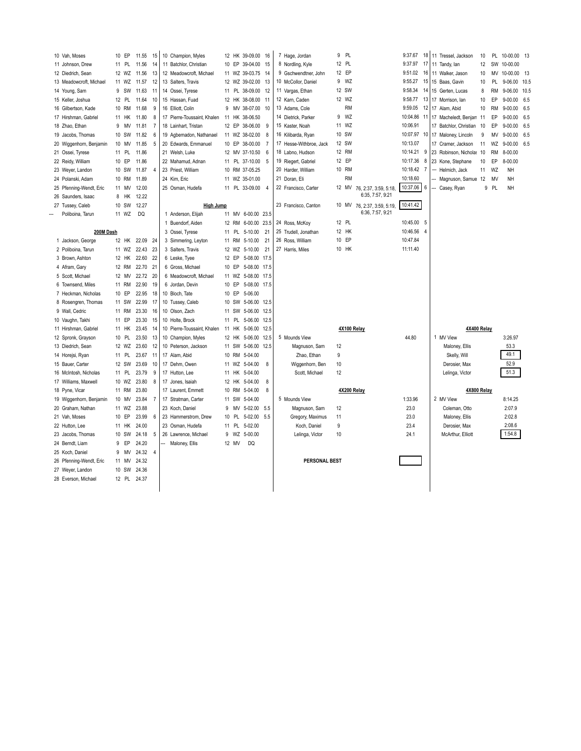| Place | Name | Gr | Team | Mark | Pts |
|---|---|---|---|---|---|
| 10 | Vah, Moses | 10 | EP | 11.55 | 15 |
| 11 | Johnson, Drew | 11 | PL | 11.56 | 14 |
| 12 | Diedrich, Sean | 12 | WZ | 11.56 | 13 |
| 13 | Meadowcroft, Michael | 11 | WZ | 11.57 | 12 |
| 14 | Young, Sam | 9 | SW | 11.63 | 11 |
| 15 | Keller, Joshua | 12 | PL | 11.64 | 10 |
| 16 | Gilbertson, Kade | 10 | RM | 11.68 | 9 |
| 17 | Hirshman, Gabriel | 11 | HK | 11.80 | 8 |
| 18 | Zhao, Ethan | 9 | MV | 11.81 | 7 |
| 19 | Jacobs, Thomas | 10 | SW | 11.82 | 6 |
| 20 | Wiggenhorn, Benjamin | 10 | MV | 11.85 | 5 |
| 21 | Ossei, Tyrese | 11 | PL | 11.86 | |
| 22 | Reidy, William | 10 | EP | 11.86 | |
| 23 | Weyer, Landon | 10 | SW | 11.87 | 4 |
| 24 | Polanski, Adam | 10 | RM | 11.89 | |
| 25 | Pfenning-Wendt, Eric | 11 | MV | 12.00 | |
| 26 | Saunders, Isaac | 8 | HK | 12.22 | |
| 27 | Tussey, Caleb | 10 | SW | 12.27 | |
| --- | Poliboina, Tarun | 11 | WZ | DQ | |

**200M Dash**

| Place | Name | Gr | Team | Mark | Pts |
|---|---|---|---|---|---|
| 1 | Jackson, George | 12 | HK | 22.09 | 24 |
| 2 | Poliboina, Tarun | 11 | WZ | 22.43 | 23 |
| 3 | Brown, Ashton | 12 | HK | 22.60 | 22 |
| 4 | Afram, Gary | 12 | RM | 22.70 | 21 |
| 5 | Scott, Michael | 12 | MV | 22.72 | 20 |
| 6 | Townsend, Miles | 11 | RM | 22.90 | 19 |
| 7 | Heckman, Nicholas | 10 | EP | 22.95 | 18 |
| 8 | Rosengren, Thomas | 11 | SW | 22.99 | 17 |
| 9 | Wall, Cedric | 11 | RM | 23.30 | 16 |
| 10 | Vaughn, Takhi | 11 | EP | 23.30 | 15 |
| 11 | Hirshman, Gabriel | 11 | HK | 23.45 | 14 |
| 12 | Spronk, Grayson | 10 | PL | 23.50 | 13 |
| 13 | Diedrich, Sean | 12 | WZ | 23.60 | 12 |
| 14 | Horejsi, Ryan | 11 | PL | 23.67 | 11 |
| 15 | Bauer, Carter | 12 | SW | 23.69 | 10 |
| 16 | McIntosh, Nicholas | 11 | PL | 23.79 | 9 |
| 17 | Williams, Maxwell | 10 | WZ | 23.80 | 8 |
| 18 | Pyne, Vicar | 11 | RM | 23.80 | |
| 19 | Wiggenhorn, Benjamin | 10 | MV | 23.84 | 7 |
| 20 | Graham, Nathan | 11 | WZ | 23.88 | |
| 21 | Vah, Moses | 10 | EP | 23.99 | 6 |
| 22 | Hutton, Lee | 11 | HK | 24.00 | |
| 23 | Jacobs, Thomas | 10 | SW | 24.18 | 5 |
| 24 | Berndt, Liam | 9 | EP | 24.20 | |
| 25 | Koch, Daniel | 9 | MV | 24.32 | 4 |
| 26 | Pfenning-Wendt, Eric | 11 | MV | 24.32 | |
| 27 | Weyer, Landon | 10 | SW | 24.36 | |
| 28 | Everson, Michael | 12 | PL | 24.37 | |

| Place | Name | Gr | Team | Mark | Pts |
|---|---|---|---|---|---|
| 10 | Champion, Myles | 12 | HK | 39-09.00 | 16 |
| 11 | Batchlor, Christian | 10 | EP | 39-04.00 | 15 |
| 12 | Meadowcroft, Michael | 11 | WZ | 39-03.75 | 14 |
| 13 | Salters, Travis | 12 | WZ | 39-02.00 | 13 |
| 14 | Ossei, Tyrese | 11 | PL | 38-09.00 | 12 |
| 15 | Hassan, Fuad | 12 | HK | 38-08.00 | 11 |
| 16 | Elliott, Colin | 9 | MV | 38-07.00 | 10 |
| 17 | Pierre-Toussaint, Khalen | 11 | HK | 38-06.50 | |
| 18 | Lainhart, Tristan | 12 | EP | 38-06.00 | 9 |
| 19 | Agbemadon, Nathanael | 11 | WZ | 38-02.00 | 8 |
| 20 | Edwards, Emmanuel | 10 | EP | 38-00.00 | 7 |
| 21 | Welsh, Luke | 12 | MV | 37-10.50 | 6 |
| 22 | Mahamud, Adnan | 11 | PL | 37-10.00 | 5 |
| 23 | Priest, William | 10 | RM | 37-05.25 | |
| 24 | Kim, Eric | 11 | WZ | 35-01.00 | |
| 25 | Osman, Hudefa | 11 | PL | 33-09.00 | 4 |

**High Jump**

| Place | Name | Gr | Team | Mark | Pts |
|---|---|---|---|---|---|
| 1 | Anderson, Elijah | 11 | MV | 6-00.00 | 23.5 |
| 1 | Buendorf, Aiden | 12 | RM | 6-00.00 | 23.5 |
| 3 | Ossei, Tyrese | 11 | PL | 5-10.00 | 21 |
| 3 | Simmering, Leyton | 11 | RM | 5-10.00 | 21 |
| 3 | Salters, Travis | 12 | WZ | 5-10.00 | 21 |
| 6 | Leske, Tyee | 12 | EP | 5-08.00 | 17.5 |
| 6 | Gross, Michael | 10 | EP | 5-08.00 | 17.5 |
| 6 | Meadowcroft, Michael | 11 | WZ | 5-08.00 | 17.5 |
| 6 | Jordan, Devin | 10 | EP | 5-08.00 | 17.5 |
| 10 | Bloch, Tate | 10 | EP | 5-06.00 | |
| 10 | Tussey, Caleb | 10 | SW | 5-06.00 | 12.5 |
| 10 | Olson, Zach | 11 | SW | 5-06.00 | 12.5 |
| 10 | Holte, Brock | 11 | PL | 5-06.00 | 12.5 |
| 10 | Pierre-Toussaint, Khalen | 11 | HK | 5-06.00 | 12.5 |
| 10 | Champion, Myles | 12 | HK | 5-06.00 | 12.5 |
| 10 | Peterson, Jackson | 11 | SW | 5-06.00 | 12.5 |
| 17 | Alam, Abid | 10 | RM | 5-04.00 | |
| 17 | Dehm, Owen | 11 | WZ | 5-04.00 | 8 |
| 17 | Hutton, Lee | 11 | HK | 5-04.00 | |
| 17 | Jones, Isaiah | 12 | HK | 5-04.00 | 8 |
| 17 | Laurent, Emmett | 10 | RM | 5-04.00 | 8 |
| 17 | Stratman, Carter | 11 | SW | 5-04.00 | |
| 23 | Koch, Daniel | 9 | MV | 5-02.00 | 5.5 |
| 23 | Hammerstrom, Drew | 10 | PL | 5-02.00 | 5.5 |
| 23 | Osman, Hudefa | 11 | PL | 5-02.00 | |
| 26 | Lawrence, Michael | 9 | WZ | 5-00.00 | |
| --- | Maloney, Ellis | 12 | MV | DQ | |

| Place | Name | Gr | Team | Splits | Mark | Pts |
|---|---|---|---|---|---|---|
| 7 | Hage, Jordan | 9 | PL | | 9:37.67 | 18 |
| 8 | Nordling, Kyle | 12 | PL | | 9:37.97 | 17 |
| 9 | Gschwendtner, John | 12 | EP | | 9:51.02 | 16 |
| 10 | McCollor, Daniel | 9 | WZ | | 9:55.27 | 15 |
| 11 | Vargas, Ethan | 12 | SW | | 9:58.34 | 14 |
| 12 | Karn, Caden | 12 | WZ | | 9:58.77 | 13 |
| 13 | Adams, Cole | | RM | | 9:59.05 | 12 |
| 14 | Dietrick, Parker | 9 | WZ | | 10:04.86 | 11 |
| 15 | Kaster, Noah | 11 | WZ | | 10:06.91 | |
| 16 | Kilibarda, Ryan | 10 | SW | | 10:07.97 | 10 |
| 17 | Hesse-Withbroe, Jack | 12 | SW | | 10:13.07 | |
| 18 | Labno, Hudson | 12 | RM | | 10:14.21 | 9 |
| 19 | Riegert, Gabriel | 12 | EP | | 10:17.36 | 8 |
| 20 | Harder, William | 10 | RM | | 10:18.42 | 7 |
| 21 | Doran, Eli | | RM | | 10:18.60 | |
| 22 | Francisco, Carter | 12 | MV | 76, 2:37, 3:59, 5:18, 6:35, 7:57, 9:21 | 10:37.06 | 6 |
| 23 | Francisco, Canton | 10 | MV | 76, 2:37, 3:59, 5:19, 6:36, 7:57, 9:21 | 10:41.42 | |
| 24 | Ross, McKoy | 12 | PL | | 10:45.00 | 5 |
| 25 | Trudell, Jonathan | 12 | HK | | 10:46.56 | 4 |
| 26 | Ross, William | 10 | EP | | 10:47.84 | |
| 27 | Harris, Miles | 10 | HK | | 11:11.40 | |

**4X100 Relay**

| Place | Team / Runner | Gr | Mark |
|---|---|---|---|
| 5 | Mounds View | | 44.80 |
| | Magnuson, Sam | 12 | |
| | Zhao, Ethan | 9 | |
| | Wiggenhorn, Ben | 10 | |
| | Scott, Michael | 12 | |

**4X200 Relay**

| Place | Team / Runner | Gr | Mark |
|---|---|---|---|
| 5 | Mounds View | | 1:33.96 |
| | Magnuson, Sam | 12 | 23.0 |
| | Gregory, Maximus | 11 | 23.0 |
| | Koch, Daniel | 9 | 23.4 |
| | Lelinga, Victor | 10 | 24.1 |

PERSONAL BEST

| Place | Name | Gr | Team | Mark | Pts |
|---|---|---|---|---|---|
| 11 | Tressel, Jackson | 10 | PL | 10-00.00 | 13 |
| 11 | Tandy, Ian | 12 | SW | 10-00.00 | |
| 11 | Walker, Jason | 10 | MV | 10-00.00 | 13 |
| 15 | Baas, Gavin | 10 | PL | 9-06.00 | 10.5 |
| 15 | Gerten, Lucas | 8 | RM | 9-06.00 | 10.5 |
| 17 | Morrison, Ian | 10 | EP | 9-00.00 | 6.5 |
| 17 | Alam, Abid | 10 | RM | 9-00.00 | 6.5 |
| 17 | Macheledt, Benjam | 11 | EP | 9-00.00 | 6.5 |
| 17 | Batchlor, Christian | 10 | EP | 9-00.00 | 6.5 |
| 17 | Maloney, Lincoln | 9 | MV | 9-00.00 | 6.5 |
| 17 | Cramer, Jackson | 11 | WZ | 9-00.00 | 6.5 |
| 23 | Robinson, Nicholas | 10 | RM | 8-00.00 | |
| 23 | Kone, Stephane | 10 | EP | 8-00.00 | |
| --- | Helmich, Jack | 11 | WZ | NH | |
| --- | Magnuson, Samue | 12 | MV | NH | |
| --- | Casey, Ryan | 9 | PL | NH | |

**4X400 Relay**

| Place | Team / Runner | Mark |
|---|---|---|
| 1 | MV View | 3:26.97 |
| | Maloney, Ellis | 53.3 |
| | Skelly, Will | 49.1 |
| | Derosier, Max | 52.9 |
| | Lelinga, Victor | 51.3 |

**4X800 Relay**

| Place | Team / Runner | Mark |
|---|---|---|
| 2 | MV View | 8:14.25 |
| | Coleman, Otto | 2:07.9 |
| | Maloney, Ellis | 2:02.8 |
| | Derosier, Max | 2:08.6 |
| | McArthur, Elliott | 1:54.8 |